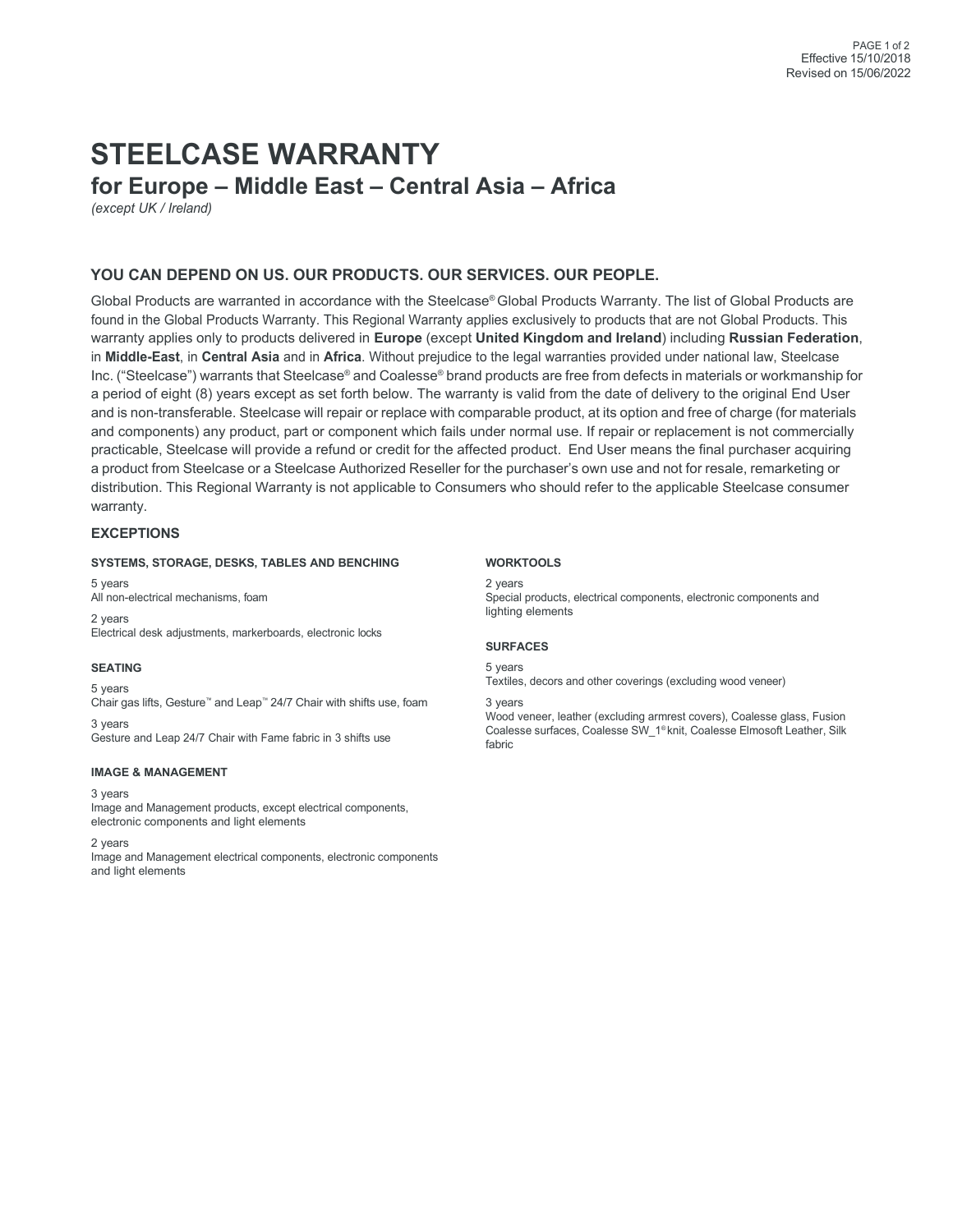# STEELCASE WARRANTY

## for Europe – Middle East – Central Asia – Africa

*(except UK / Ireland)*

### YOU CAN DEPEND ON US. OUR PRODUCTS. OUR SERVICES. OUR PEOPLE.

Global Products are warranted in accordance with the Steelcase® Global Products Warranty. The list of Global Products are found in the Global Products Warranty. This Regional Warranty applies exclusively to products that are not Global Products. This warranty applies only to products delivered in **Europe** (except **United Kingdom and Ireland**) including **Russian Federation**, in **Middle-East**, in **Central Asia** and in **Africa**. Without prejudice to the legal warranties provided under national law, Steelcase Inc. ("Steelcase") warrants that Steelcase® and Coalesse® brand products are free from defects in materials or workmanship for a period of eight (8) years except as set forth below. The warranty is valid from the date of delivery to the original End User and is non-transferable. Steelcase will repair or replace with comparable product, at its option and free of charge (for materials and components) any product, part or component which fails under normal use. If repair or replacement is not commercially practicable, Steelcase will provide a refund or credit for the affected product. End User means the final purchaser acquiring a product from Steelcase or a Steelcase Authorized Reseller for the purchaser's own use and not for resale, remarketing or distribution. This Regional Warranty is not applicable to Consumers who should refer to the applicable Steelcase consumer warranty.

### EXCEPTIONS

#### SYSTEMS, STORAGE, DESKS, TABLES AND BENCHING

5 years
All non-electrical mechanisms, foam

2 years
Electrical desk adjustments, markerboards, electronic locks

#### SEATING

5 years
Chair gas lifts, Gesture™ and Leap™ 24/7 Chair with shifts use, foam

3 years
Gesture and Leap 24/7 Chair with Fame fabric in 3 shifts use

#### IMAGE & MANAGEMENT

3 years
Image and Management products, except electrical components, electronic components and light elements

2 years
Image and Management electrical components, electronic components and light elements

#### WORKTOOLS

2 years
Special products, electrical components, electronic components and lighting elements

#### SURFACES

5 years
Textiles, decors and other coverings (excluding wood veneer)

3 years
Wood veneer, leather (excluding armrest covers), Coalesse glass, Fusion Coalesse surfaces, Coalesse SW_1® knit, Coalesse Elmosoft Leather, Silk fabric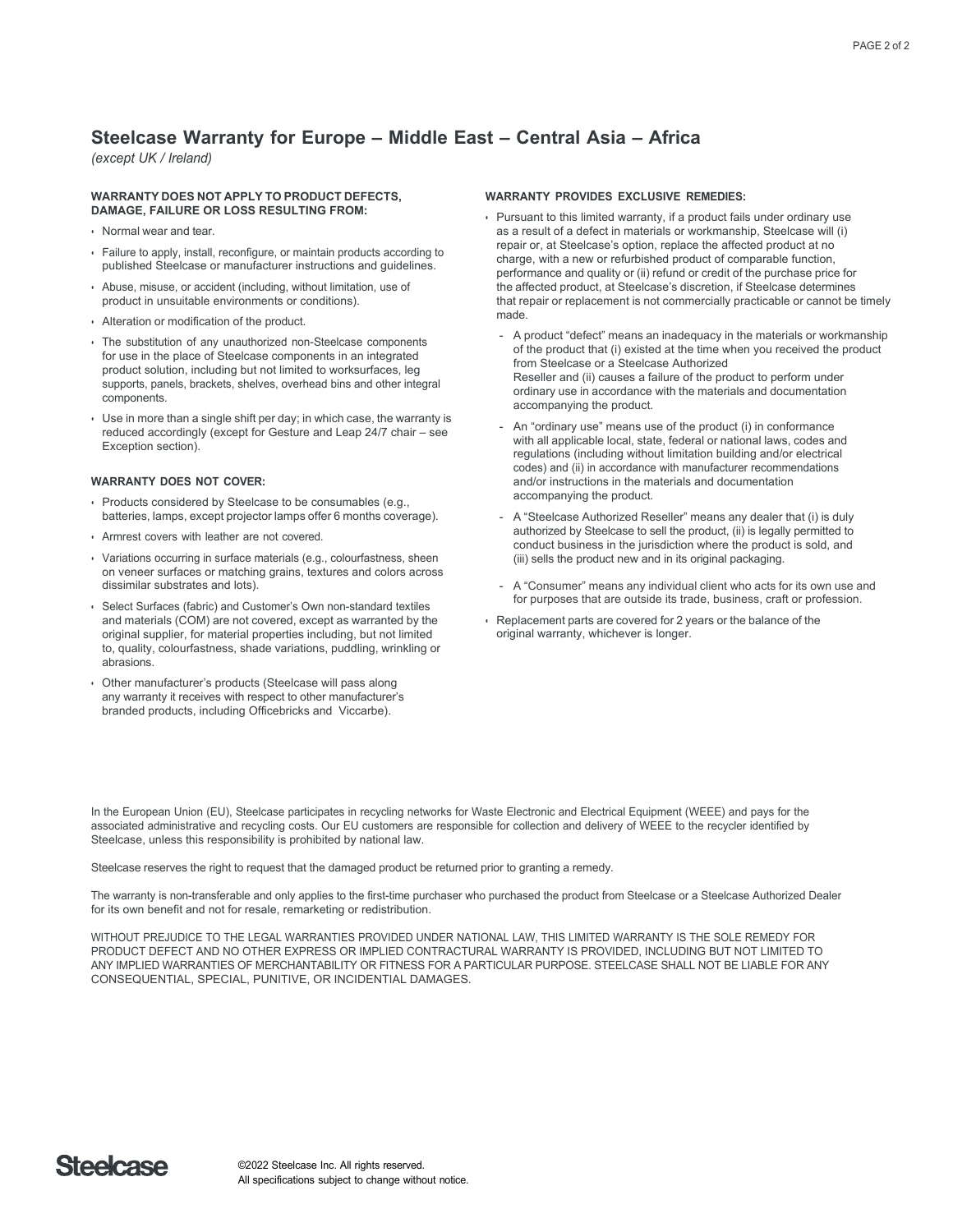## Steelcase Warranty for Europe – Middle East – Central Asia – Africa

*(except UK / Ireland)*

### WARRANTY DOES NOT APPLY TO PRODUCT DEFECTS, DAMAGE, FAILURE OR LOSS RESULTING FROM:

- Normal wear and tear.
- Failure to apply, install, reconfigure, or maintain products according to published Steelcase or manufacturer instructions and guidelines.
- Abuse, misuse, or accident (including, without limitation, use of product in unsuitable environments or conditions).
- Alteration or modification of the product.
- The substitution of any unauthorized non-Steelcase components for use in the place of Steelcase components in an integrated product solution, including but not limited to worksurfaces, leg supports, panels, brackets, shelves, overhead bins and other integral components.
- Use in more than a single shift per day; in which case, the warranty is reduced accordingly (except for Gesture and Leap 24/7 chair – see Exception section).

### WARRANTY DOES NOT COVER:

- Products considered by Steelcase to be consumables (e.g., batteries, lamps, except projector lamps offer 6 months coverage).
- Armrest covers with leather are not covered.
- Variations occurring in surface materials (e.g., colourfastness, sheen on veneer surfaces or matching grains, textures and colors across dissimilar substrates and lots).
- Select Surfaces (fabric) and Customer's Own non-standard textiles and materials (COM) are not covered, except as warranted by the original supplier, for material properties including, but not limited to, quality, colourfastness, shade variations, puddling, wrinkling or abrasions.
- Other manufacturer's products (Steelcase will pass along any warranty it receives with respect to other manufacturer's branded products, including Officebricks and Viccarbe).

### WARRANTY PROVIDES EXCLUSIVE REMEDIES:

- Pursuant to this limited warranty, if a product fails under ordinary use as a result of a defect in materials or workmanship, Steelcase will (i) repair or, at Steelcase's option, replace the affected product at no charge, with a new or refurbished product of comparable function, performance and quality or (ii) refund or credit of the purchase price for the affected product, at Steelcase's discretion, if Steelcase determines that repair or replacement is not commercially practicable or cannot be timely made.
  - A product "defect" means an inadequacy in the materials or workmanship of the product that (i) existed at the time when you received the product from Steelcase or a Steelcase Authorized Reseller and (ii) causes a failure of the product to perform under ordinary use in accordance with the materials and documentation accompanying the product.
  - An "ordinary use" means use of the product (i) in conformance with all applicable local, state, federal or national laws, codes and regulations (including without limitation building and/or electrical codes) and (ii) in accordance with manufacturer recommendations and/or instructions in the materials and documentation accompanying the product.
  - A "Steelcase Authorized Reseller" means any dealer that (i) is duly authorized by Steelcase to sell the product, (ii) is legally permitted to conduct business in the jurisdiction where the product is sold, and (iii) sells the product new and in its original packaging.
  - A "Consumer" means any individual client who acts for its own use and for purposes that are outside its trade, business, craft or profession.
- Replacement parts are covered for 2 years or the balance of the original warranty, whichever is longer.

In the European Union (EU), Steelcase participates in recycling networks for Waste Electronic and Electrical Equipment (WEEE) and pays for the associated administrative and recycling costs. Our EU customers are responsible for collection and delivery of WEEE to the recycler identified by Steelcase, unless this responsibility is prohibited by national law.

Steelcase reserves the right to request that the damaged product be returned prior to granting a remedy.

The warranty is non-transferable and only applies to the first-time purchaser who purchased the product from Steelcase or a Steelcase Authorized Dealer for its own benefit and not for resale, remarketing or redistribution.

WITHOUT PREJUDICE TO THE LEGAL WARRANTIES PROVIDED UNDER NATIONAL LAW, THIS LIMITED WARRANTY IS THE SOLE REMEDY FOR PRODUCT DEFECT AND NO OTHER EXPRESS OR IMPLIED CONTRACTURAL WARRANTY IS PROVIDED, INCLUDING BUT NOT LIMITED TO ANY IMPLIED WARRANTIES OF MERCHANTABILITY OR FITNESS FOR A PARTICULAR PURPOSE. STEELCASE SHALL NOT BE LIABLE FOR ANY CONSEQUENTIAL, SPECIAL, PUNITIVE, OR INCIDENTIAL DAMAGES.

Steelcase

©2022 Steelcase Inc. All rights reserved.
All specifications subject to change without notice.